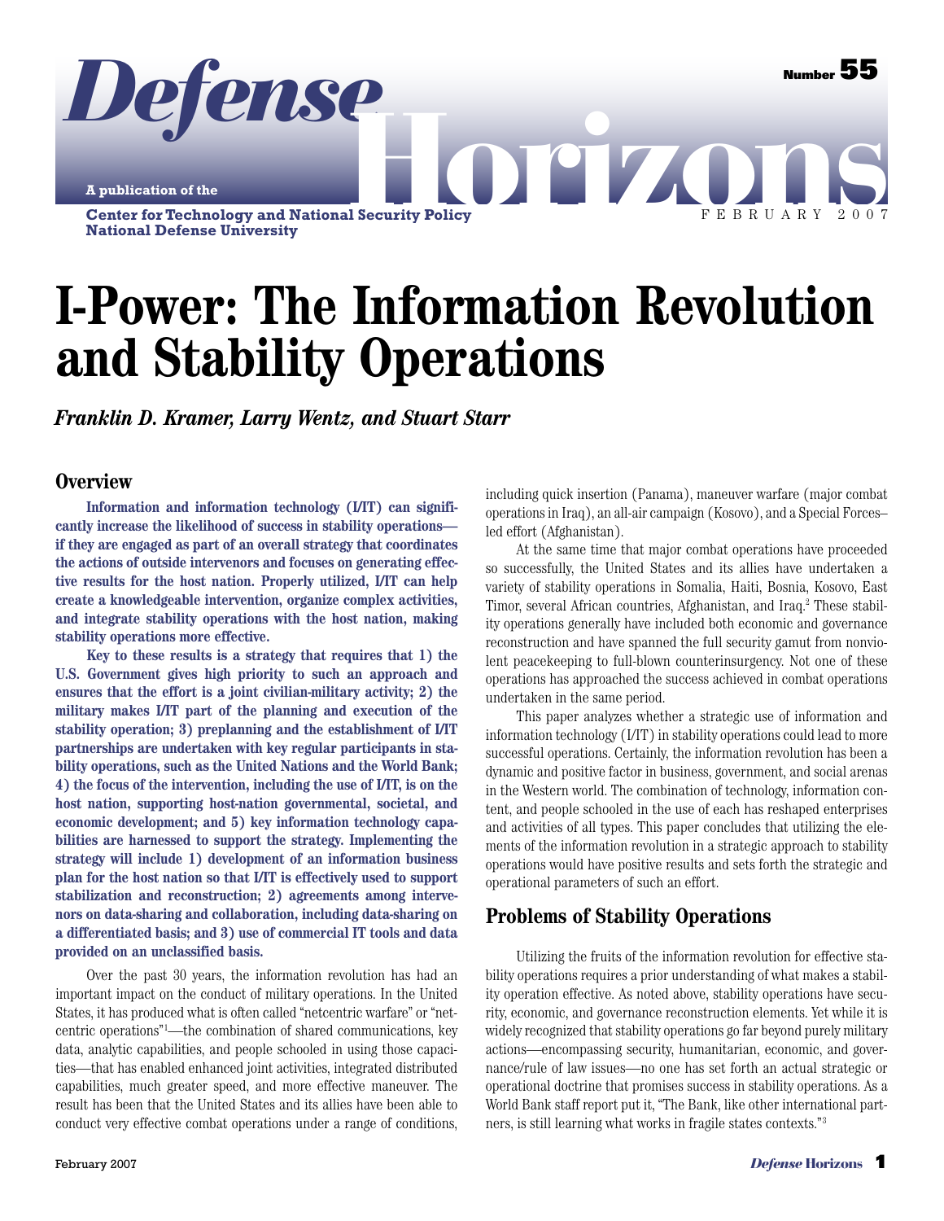# I-Power: The Information Revolution and Stability Operations

*Franklin D. Kramer, Larry Wentz, and Stuart Starr*

## Overview

**Information and information technology (I/IT) can significantly increase the likelihood of success in stability operations—if they are engaged as part of an overall strategy that coordinates the actions of outside intervenors and focuses on generating effective results for the host nation. Properly utilized, I/IT can help create a knowledgeable intervention, organize complex activities, and integrate stability operations with the host nation, making stability operations more effective.**

**Key to these results is a strategy that requires that 1) the U.S. Government gives high priority to such an approach and ensures that the effort is a joint civilian-military activity; 2) the military makes I/IT part of the planning and execution of the stability operation; 3) preplanning and the establishment of I/IT partnerships are undertaken with key regular participants in stability operations, such as the United Nations and the World Bank; 4) the focus of the intervention, including the use of I/IT, is on the host nation, supporting host-nation governmental, societal, and economic development; and 5) key information technology capabilities are harnessed to support the strategy. Implementing the strategy will include 1) development of an information business plan for the host nation so that I/IT is effectively used to support stabilization and reconstruction; 2) agreements among intervenors on data-sharing and collaboration, including data-sharing on a differentiated basis; and 3) use of commercial IT tools and data provided on an unclassified basis.**

Over the past 30 years, the information revolution has had an important impact on the conduct of military operations. In the United States, it has produced what is often called "netcentric warfare" or "netcentric operations"[1]—the combination of shared communications, key data, analytic capabilities, and people schooled in using those capacities—that has enabled enhanced joint activities, integrated distributed capabilities, much greater speed, and more effective maneuver. The result has been that the United States and its allies have been able to conduct very effective combat operations under a range of conditions, including quick insertion (Panama), maneuver warfare (major combat operations in Iraq), an all-air campaign (Kosovo), and a Special Forces–led effort (Afghanistan).

At the same time that major combat operations have proceeded so successfully, the United States and its allies have undertaken a variety of stability operations in Somalia, Haiti, Bosnia, Kosovo, East Timor, several African countries, Afghanistan, and Iraq.[2] These stability operations generally have included both economic and governance reconstruction and have spanned the full security gamut from nonviolent peacekeeping to full-blown counterinsurgency. Not one of these operations has approached the success achieved in combat operations undertaken in the same period.

This paper analyzes whether a strategic use of information and information technology (I/IT) in stability operations could lead to more successful operations. Certainly, the information revolution has been a dynamic and positive factor in business, government, and social arenas in the Western world. The combination of technology, information content, and people schooled in the use of each has reshaped enterprises and activities of all types. This paper concludes that utilizing the elements of the information revolution in a strategic approach to stability operations would have positive results and sets forth the strategic and operational parameters of such an effort.

## Problems of Stability Operations

Utilizing the fruits of the information revolution for effective stability operations requires a prior understanding of what makes a stability operation effective. As noted above, stability operations have security, economic, and governance reconstruction elements. Yet while it is widely recognized that stability operations go far beyond purely military actions—encompassing security, humanitarian, economic, and governance/rule of law issues—no one has set forth an actual strategic or operational doctrine that promises success in stability operations. As a World Bank staff report put it, "The Bank, like other international partners, is still learning what works in fragile states contexts."[3]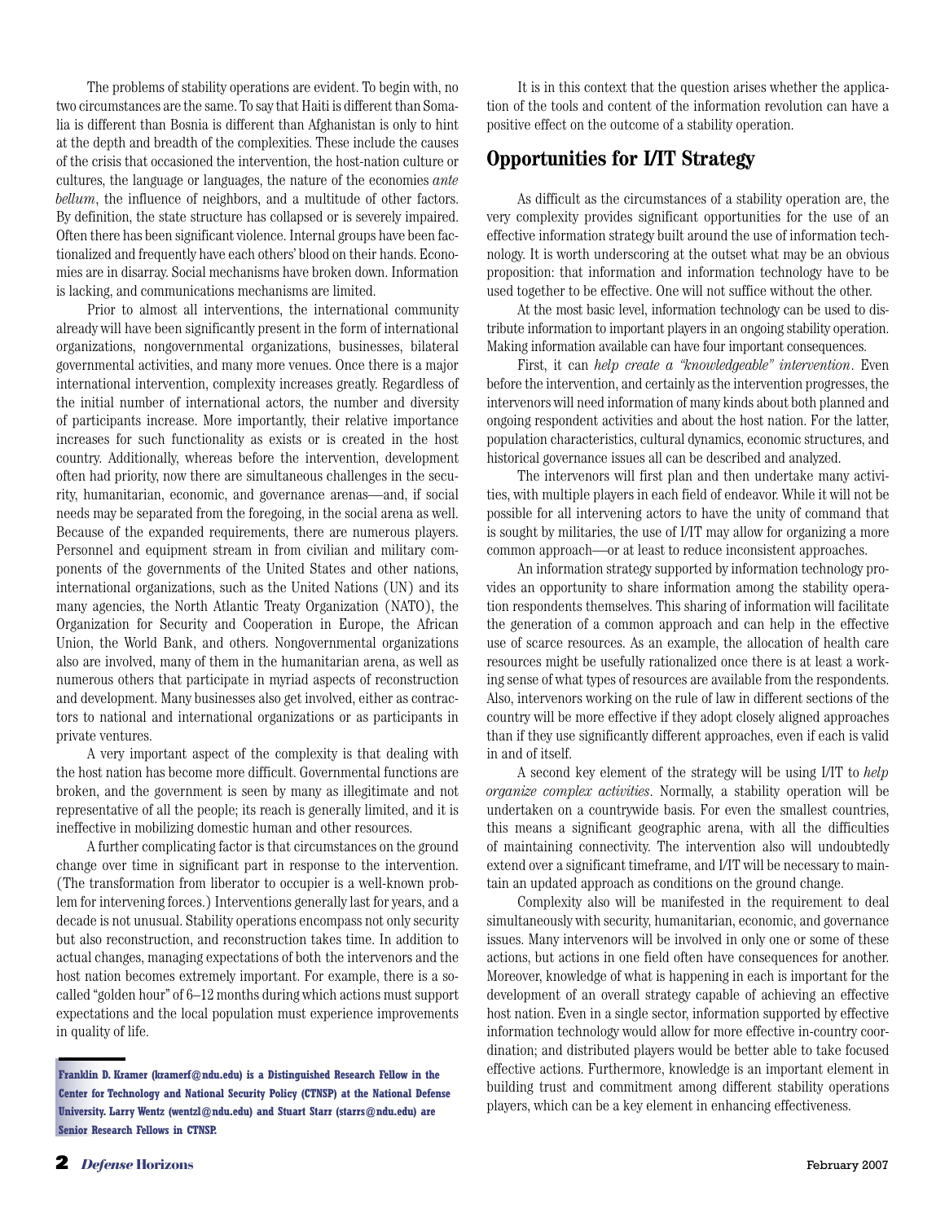The problems of stability operations are evident. To begin with, no two circumstances are the same. To say that Haiti is different than Somalia is different than Bosnia is different than Afghanistan is only to hint at the depth and breadth of the complexities. These include the causes of the crisis that occasioned the intervention, the host-nation culture or cultures, the language or languages, the nature of the economies *ante bellum*, the influence of neighbors, and a multitude of other factors. By definition, the state structure has collapsed or is severely impaired. Often there has been significant violence. Internal groups have been factionalized and frequently have each others' blood on their hands. Economies are in disarray. Social mechanisms have broken down. Information is lacking, and communications mechanisms are limited.

Prior to almost all interventions, the international community already will have been significantly present in the form of international organizations, nongovernmental organizations, businesses, bilateral governmental activities, and many more venues. Once there is a major international intervention, complexity increases greatly. Regardless of the initial number of international actors, the number and diversity of participants increase. More importantly, their relative importance increases for such functionality as exists or is created in the host country. Additionally, whereas before the intervention, development often had priority, now there are simultaneous challenges in the security, humanitarian, economic, and governance arenas—and, if social needs may be separated from the foregoing, in the social arena as well. Because of the expanded requirements, there are numerous players. Personnel and equipment stream in from civilian and military components of the governments of the United States and other nations, international organizations, such as the United Nations (UN) and its many agencies, the North Atlantic Treaty Organization (NATO), the Organization for Security and Cooperation in Europe, the African Union, the World Bank, and others. Nongovernmental organizations also are involved, many of them in the humanitarian arena, as well as numerous others that participate in myriad aspects of reconstruction and development. Many businesses also get involved, either as contractors to national and international organizations or as participants in private ventures.

A very important aspect of the complexity is that dealing with the host nation has become more difficult. Governmental functions are broken, and the government is seen by many as illegitimate and not representative of all the people; its reach is generally limited, and it is ineffective in mobilizing domestic human and other resources.

A further complicating factor is that circumstances on the ground change over time in significant part in response to the intervention. (The transformation from liberator to occupier is a well-known problem for intervening forces.) Interventions generally last for years, and a decade is not unusual. Stability operations encompass not only security but also reconstruction, and reconstruction takes time. In addition to actual changes, managing expectations of both the intervenors and the host nation becomes extremely important. For example, there is a so-called "golden hour" of 6–12 months during which actions must support expectations and the local population must experience improvements in quality of life.

**Franklin D. Kramer (kramerf@ndu.edu) is a Distinguished Research Fellow in the Center for Technology and National Security Policy (CTNSP) at the National Defense University. Larry Wentz (wentzl@ndu.edu) and Stuart Starr (starrs@ndu.edu) are Senior Research Fellows in CTNSP.**

It is in this context that the question arises whether the application of the tools and content of the information revolution can have a positive effect on the outcome of a stability operation.

## Opportunities for I/IT Strategy

As difficult as the circumstances of a stability operation are, the very complexity provides significant opportunities for the use of an effective information strategy built around the use of information technology. It is worth underscoring at the outset what may be an obvious proposition: that information and information technology have to be used together to be effective. One will not suffice without the other.

At the most basic level, information technology can be used to distribute information to important players in an ongoing stability operation. Making information available can have four important consequences.

First, it can *help create a "knowledgeable" intervention*. Even before the intervention, and certainly as the intervention progresses, the intervenors will need information of many kinds about both planned and ongoing respondent activities and about the host nation. For the latter, population characteristics, cultural dynamics, economic structures, and historical governance issues all can be described and analyzed.

The intervenors will first plan and then undertake many activities, with multiple players in each field of endeavor. While it will not be possible for all intervening actors to have the unity of command that is sought by militaries, the use of I/IT may allow for organizing a more common approach—or at least to reduce inconsistent approaches.

An information strategy supported by information technology provides an opportunity to share information among the stability operation respondents themselves. This sharing of information will facilitate the generation of a common approach and can help in the effective use of scarce resources. As an example, the allocation of health care resources might be usefully rationalized once there is at least a working sense of what types of resources are available from the respondents. Also, intervenors working on the rule of law in different sections of the country will be more effective if they adopt closely aligned approaches than if they use significantly different approaches, even if each is valid in and of itself.

A second key element of the strategy will be using I/IT to *help organize complex activities*. Normally, a stability operation will be undertaken on a countrywide basis. For even the smallest countries, this means a significant geographic arena, with all the difficulties of maintaining connectivity. The intervention also will undoubtedly extend over a significant timeframe, and I/IT will be necessary to maintain an updated approach as conditions on the ground change.

Complexity also will be manifested in the requirement to deal simultaneously with security, humanitarian, economic, and governance issues. Many intervenors will be involved in only one or some of these actions, but actions in one field often have consequences for another. Moreover, knowledge of what is happening in each is important for the development of an overall strategy capable of achieving an effective host nation. Even in a single sector, information supported by effective information technology would allow for more effective in-country coordination; and distributed players would be better able to take focused effective actions. Furthermore, knowledge is an important element in building trust and commitment among different stability operations players, which can be a key element in enhancing effectiveness.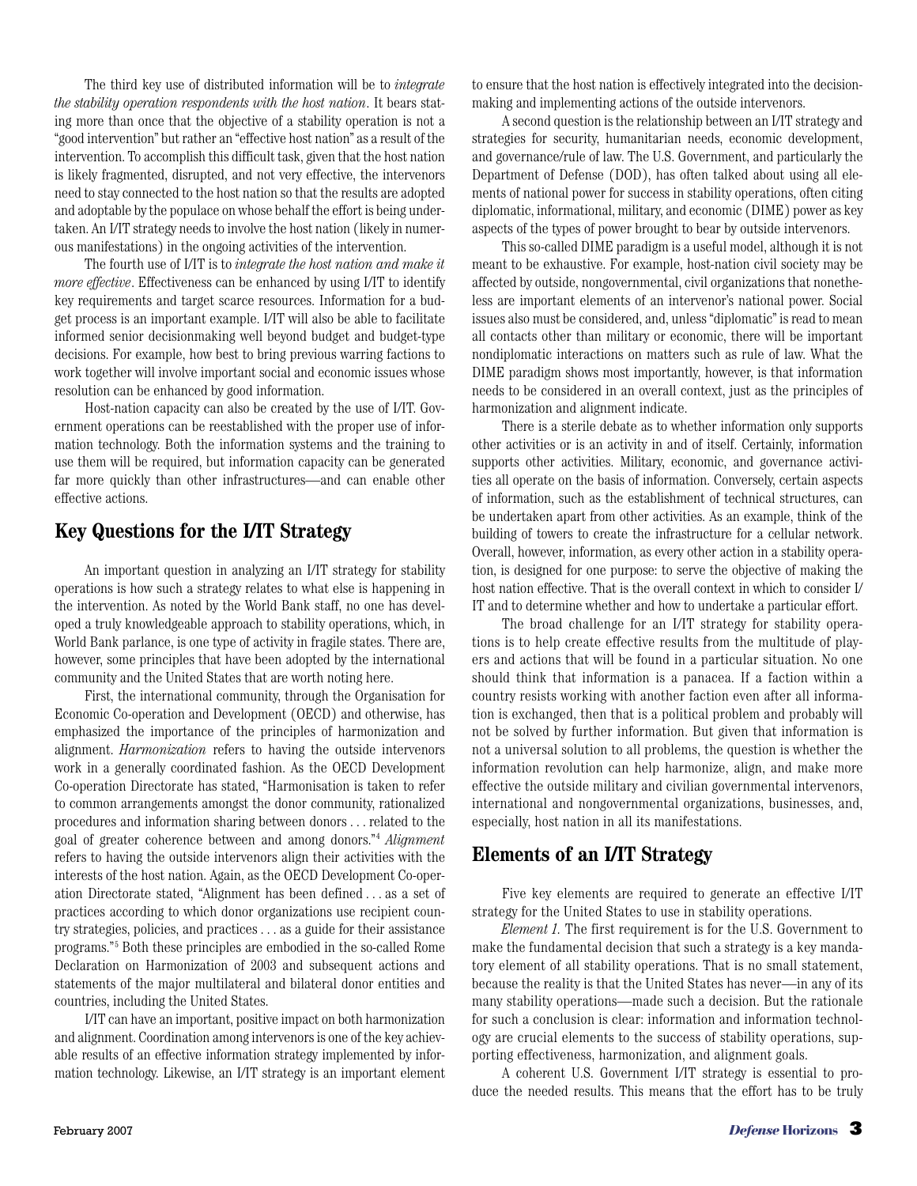The third key use of distributed information will be to *integrate the stability operation respondents with the host nation*. It bears stating more than once that the objective of a stability operation is not a "good intervention" but rather an "effective host nation" as a result of the intervention. To accomplish this difficult task, given that the host nation is likely fragmented, disrupted, and not very effective, the intervenors need to stay connected to the host nation so that the results are adopted and adoptable by the populace on whose behalf the effort is being undertaken. An I/IT strategy needs to involve the host nation (likely in numerous manifestations) in the ongoing activities of the intervention.

The fourth use of I/IT is to *integrate the host nation and make it more effective*. Effectiveness can be enhanced by using I/IT to identify key requirements and target scarce resources. Information for a budget process is an important example. I/IT will also be able to facilitate informed senior decisionmaking well beyond budget and budget-type decisions. For example, how best to bring previous warring factions to work together will involve important social and economic issues whose resolution can be enhanced by good information.

Host-nation capacity can also be created by the use of I/IT. Government operations can be reestablished with the proper use of information technology. Both the information systems and the training to use them will be required, but information capacity can be generated far more quickly than other infrastructures—and can enable other effective actions.

## Key Questions for the I/IT Strategy

An important question in analyzing an I/IT strategy for stability operations is how such a strategy relates to what else is happening in the intervention. As noted by the World Bank staff, no one has developed a truly knowledgeable approach to stability operations, which, in World Bank parlance, is one type of activity in fragile states. There are, however, some principles that have been adopted by the international community and the United States that are worth noting here.

First, the international community, through the Organisation for Economic Co-operation and Development (OECD) and otherwise, has emphasized the importance of the principles of harmonization and alignment. *Harmonization* refers to having the outside intervenors work in a generally coordinated fashion. As the OECD Development Co-operation Directorate has stated, "Harmonisation is taken to refer to common arrangements amongst the donor community, rationalized procedures and information sharing between donors . . . related to the goal of greater coherence between and among donors."[4] *Alignment* refers to having the outside intervenors align their activities with the interests of the host nation. Again, as the OECD Development Co-operation Directorate stated, "Alignment has been defined . . . as a set of practices according to which donor organizations use recipient country strategies, policies, and practices . . . as a guide for their assistance programs."[5] Both these principles are embodied in the so-called Rome Declaration on Harmonization of 2003 and subsequent actions and statements of the major multilateral and bilateral donor entities and countries, including the United States.

I/IT can have an important, positive impact on both harmonization and alignment. Coordination among intervenors is one of the key achievable results of an effective information strategy implemented by information technology. Likewise, an I/IT strategy is an important element to ensure that the host nation is effectively integrated into the decisionmaking and implementing actions of the outside intervenors.

A second question is the relationship between an I/IT strategy and strategies for security, humanitarian needs, economic development, and governance/rule of law. The U.S. Government, and particularly the Department of Defense (DOD), has often talked about using all elements of national power for success in stability operations, often citing diplomatic, informational, military, and economic (DIME) power as key aspects of the types of power brought to bear by outside intervenors.

This so-called DIME paradigm is a useful model, although it is not meant to be exhaustive. For example, host-nation civil society may be affected by outside, nongovernmental, civil organizations that nonetheless are important elements of an intervenor's national power. Social issues also must be considered, and, unless "diplomatic" is read to mean all contacts other than military or economic, there will be important nondiplomatic interactions on matters such as rule of law. What the DIME paradigm shows most importantly, however, is that information needs to be considered in an overall context, just as the principles of harmonization and alignment indicate.

There is a sterile debate as to whether information only supports other activities or is an activity in and of itself. Certainly, information supports other activities. Military, economic, and governance activities all operate on the basis of information. Conversely, certain aspects of information, such as the establishment of technical structures, can be undertaken apart from other activities. As an example, think of the building of towers to create the infrastructure for a cellular network. Overall, however, information, as every other action in a stability operation, is designed for one purpose: to serve the objective of making the host nation effective. That is the overall context in which to consider I/IT and to determine whether and how to undertake a particular effort.

The broad challenge for an I/IT strategy for stability operations is to help create effective results from the multitude of players and actions that will be found in a particular situation. No one should think that information is a panacea. If a faction within a country resists working with another faction even after all information is exchanged, then that is a political problem and probably will not be solved by further information. But given that information is not a universal solution to all problems, the question is whether the information revolution can help harmonize, align, and make more effective the outside military and civilian governmental intervenors, international and nongovernmental organizations, businesses, and, especially, host nation in all its manifestations.

## Elements of an I/IT Strategy

Five key elements are required to generate an effective I/IT strategy for the United States to use in stability operations.

*Element 1.* The first requirement is for the U.S. Government to make the fundamental decision that such a strategy is a key mandatory element of all stability operations. That is no small statement, because the reality is that the United States has never—in any of its many stability operations—made such a decision. But the rationale for such a conclusion is clear: information and information technology are crucial elements to the success of stability operations, supporting effectiveness, harmonization, and alignment goals.

A coherent U.S. Government I/IT strategy is essential to produce the needed results. This means that the effort has to be truly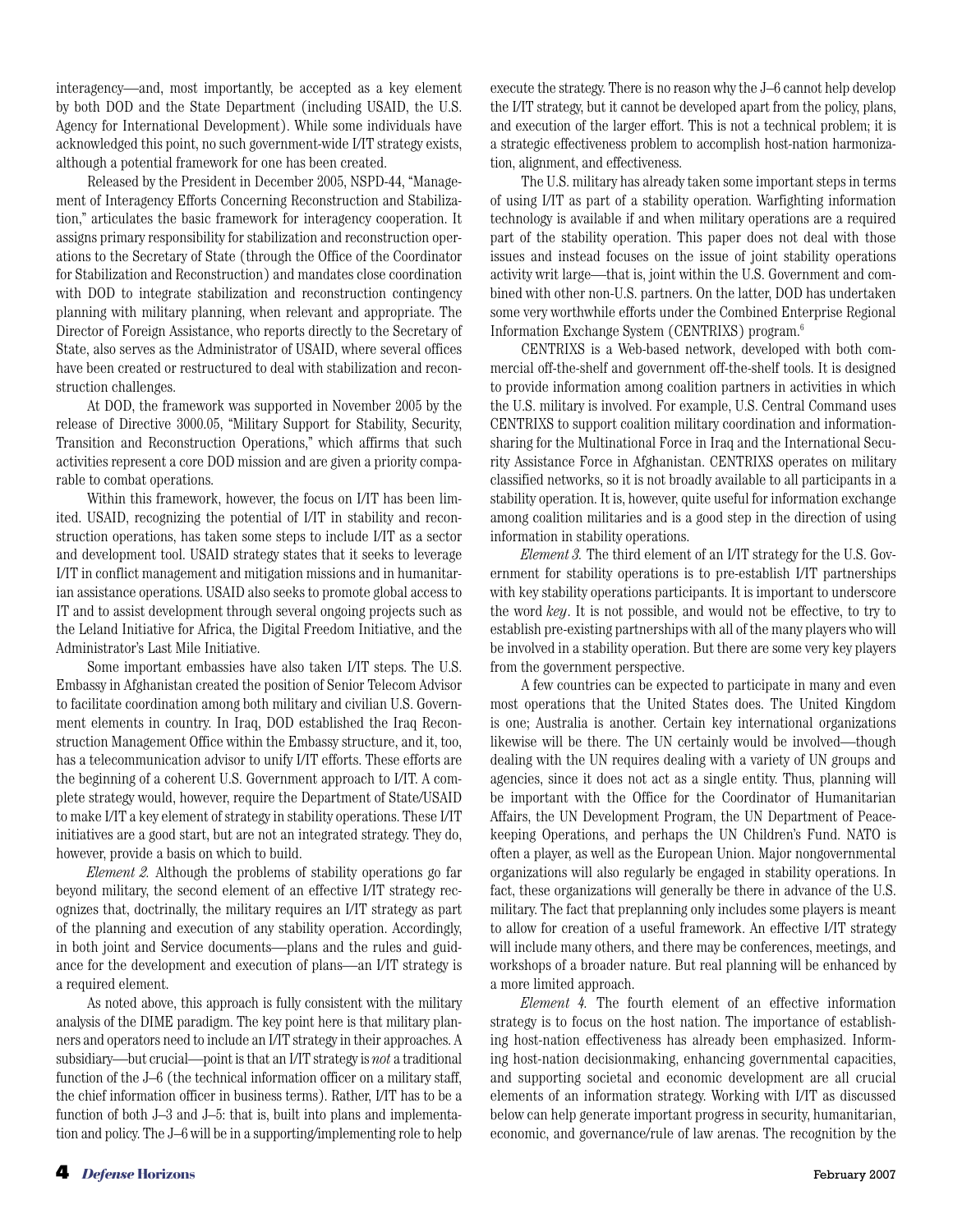interagency—and, most importantly, be accepted as a key element by both DOD and the State Department (including USAID, the U.S. Agency for International Development). While some individuals have acknowledged this point, no such government-wide I/IT strategy exists, although a potential framework for one has been created.

Released by the President in December 2005, NSPD-44, "Management of Interagency Efforts Concerning Reconstruction and Stabilization," articulates the basic framework for interagency cooperation. It assigns primary responsibility for stabilization and reconstruction operations to the Secretary of State (through the Office of the Coordinator for Stabilization and Reconstruction) and mandates close coordination with DOD to integrate stabilization and reconstruction contingency planning with military planning, when relevant and appropriate. The Director of Foreign Assistance, who reports directly to the Secretary of State, also serves as the Administrator of USAID, where several offices have been created or restructured to deal with stabilization and reconstruction challenges.

At DOD, the framework was supported in November 2005 by the release of Directive 3000.05, "Military Support for Stability, Security, Transition and Reconstruction Operations," which affirms that such activities represent a core DOD mission and are given a priority comparable to combat operations.

Within this framework, however, the focus on I/IT has been limited. USAID, recognizing the potential of I/IT in stability and reconstruction operations, has taken some steps to include I/IT as a sector and development tool. USAID strategy states that it seeks to leverage I/IT in conflict management and mitigation missions and in humanitarian assistance operations. USAID also seeks to promote global access to IT and to assist development through several ongoing projects such as the Leland Initiative for Africa, the Digital Freedom Initiative, and the Administrator's Last Mile Initiative.

Some important embassies have also taken I/IT steps. The U.S. Embassy in Afghanistan created the position of Senior Telecom Advisor to facilitate coordination among both military and civilian U.S. Government elements in country. In Iraq, DOD established the Iraq Reconstruction Management Office within the Embassy structure, and it, too, has a telecommunication advisor to unify I/IT efforts. These efforts are the beginning of a coherent U.S. Government approach to I/IT. A complete strategy would, however, require the Department of State/USAID to make I/IT a key element of strategy in stability operations. These I/IT initiatives are a good start, but are not an integrated strategy. They do, however, provide a basis on which to build.

*Element 2.* Although the problems of stability operations go far beyond military, the second element of an effective I/IT strategy recognizes that, doctrinally, the military requires an I/IT strategy as part of the planning and execution of any stability operation. Accordingly, in both joint and Service documents—plans and the rules and guidance for the development and execution of plans—an I/IT strategy is a required element.

As noted above, this approach is fully consistent with the military analysis of the DIME paradigm. The key point here is that military planners and operators need to include an I/IT strategy in their approaches. A subsidiary—but crucial—point is that an I/IT strategy is *not* a traditional function of the J–6 (the technical information officer on a military staff, the chief information officer in business terms). Rather, I/IT has to be a function of both J–3 and J–5: that is, built into plans and implementation and policy. The J–6 will be in a supporting/implementing role to help execute the strategy. There is no reason why the J–6 cannot help develop the I/IT strategy, but it cannot be developed apart from the policy, plans, and execution of the larger effort. This is not a technical problem; it is a strategic effectiveness problem to accomplish host-nation harmonization, alignment, and effectiveness.

The U.S. military has already taken some important steps in terms of using I/IT as part of a stability operation. Warfighting information technology is available if and when military operations are a required part of the stability operation. This paper does not deal with those issues and instead focuses on the issue of joint stability operations activity writ large—that is, joint within the U.S. Government and combined with other non-U.S. partners. On the latter, DOD has undertaken some very worthwhile efforts under the Combined Enterprise Regional Information Exchange System (CENTRIXS) program.[6]

CENTRIXS is a Web-based network, developed with both commercial off-the-shelf and government off-the-shelf tools. It is designed to provide information among coalition partners in activities in which the U.S. military is involved. For example, U.S. Central Command uses CENTRIXS to support coalition military coordination and information-sharing for the Multinational Force in Iraq and the International Security Assistance Force in Afghanistan. CENTRIXS operates on military classified networks, so it is not broadly available to all participants in a stability operation. It is, however, quite useful for information exchange among coalition militaries and is a good step in the direction of using information in stability operations.

*Element 3.* The third element of an I/IT strategy for the U.S. Government for stability operations is to pre-establish I/IT partnerships with key stability operations participants. It is important to underscore the word *key*. It is not possible, and would not be effective, to try to establish pre-existing partnerships with all of the many players who will be involved in a stability operation. But there are some very key players from the government perspective.

A few countries can be expected to participate in many and even most operations that the United States does. The United Kingdom is one; Australia is another. Certain key international organizations likewise will be there. The UN certainly would be involved—though dealing with the UN requires dealing with a variety of UN groups and agencies, since it does not act as a single entity. Thus, planning will be important with the Office for the Coordinator of Humanitarian Affairs, the UN Development Program, the UN Department of Peacekeeping Operations, and perhaps the UN Children's Fund. NATO is often a player, as well as the European Union. Major nongovernmental organizations will also regularly be engaged in stability operations. In fact, these organizations will generally be there in advance of the U.S. military. The fact that preplanning only includes some players is meant to allow for creation of a useful framework. An effective I/IT strategy will include many others, and there may be conferences, meetings, and workshops of a broader nature. But real planning will be enhanced by a more limited approach.

*Element 4.* The fourth element of an effective information strategy is to focus on the host nation. The importance of establishing host-nation effectiveness has already been emphasized. Informing host-nation decisionmaking, enhancing governmental capacities, and supporting societal and economic development are all crucial elements of an information strategy. Working with I/IT as discussed below can help generate important progress in security, humanitarian, economic, and governance/rule of law arenas. The recognition by the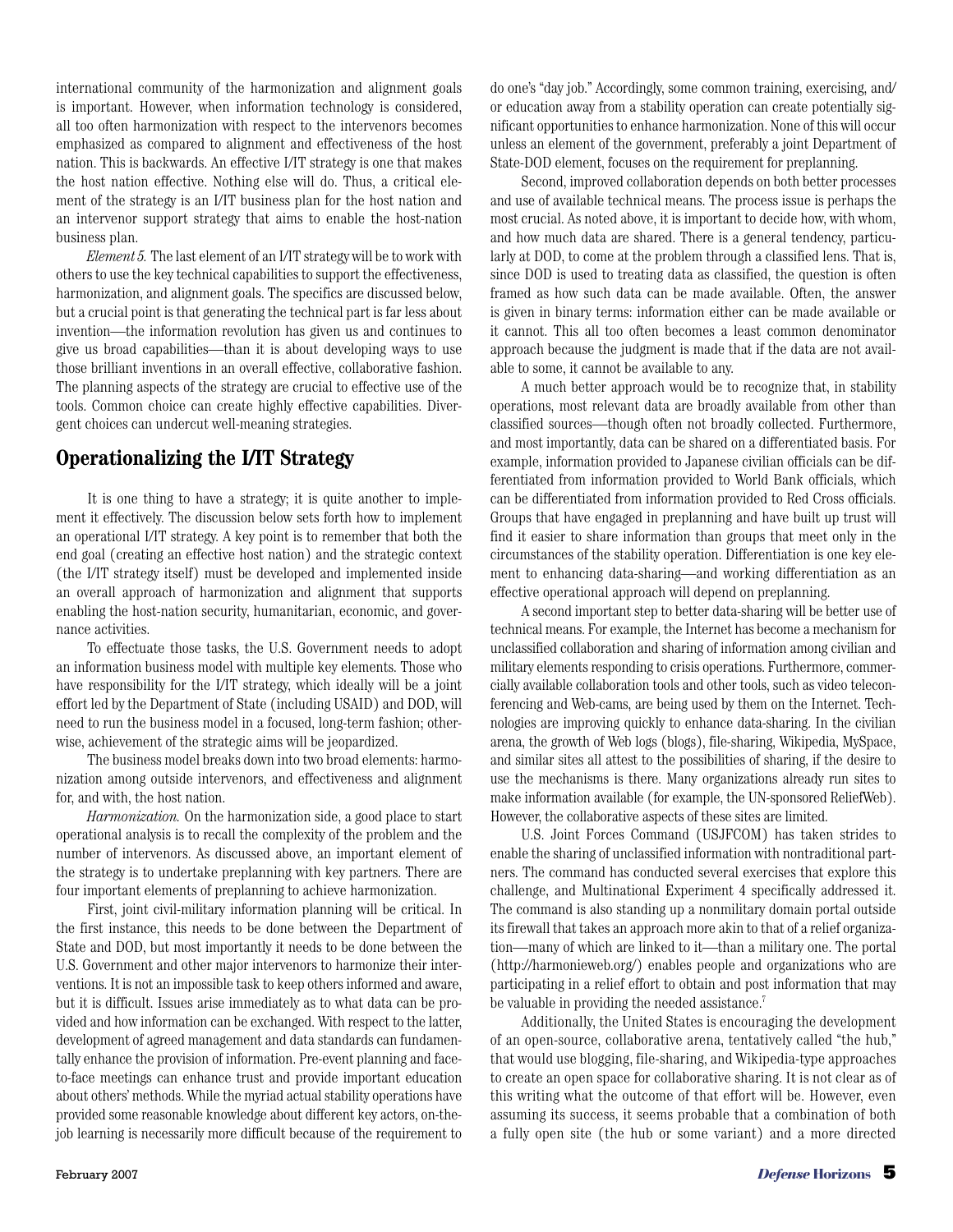international community of the harmonization and alignment goals is important. However, when information technology is considered, all too often harmonization with respect to the intervenors becomes emphasized as compared to alignment and effectiveness of the host nation. This is backwards. An effective I/IT strategy is one that makes the host nation effective. Nothing else will do. Thus, a critical element of the strategy is an I/IT business plan for the host nation and an intervenor support strategy that aims to enable the host-nation business plan.

*Element 5.* The last element of an I/IT strategy will be to work with others to use the key technical capabilities to support the effectiveness, harmonization, and alignment goals. The specifics are discussed below, but a crucial point is that generating the technical part is far less about invention—the information revolution has given us and continues to give us broad capabilities—than it is about developing ways to use those brilliant inventions in an overall effective, collaborative fashion. The planning aspects of the strategy are crucial to effective use of the tools. Common choice can create highly effective capabilities. Divergent choices can undercut well-meaning strategies.

## Operationalizing the I/IT Strategy

It is one thing to have a strategy; it is quite another to implement it effectively. The discussion below sets forth how to implement an operational I/IT strategy. A key point is to remember that both the end goal (creating an effective host nation) and the strategic context (the I/IT strategy itself) must be developed and implemented inside an overall approach of harmonization and alignment that supports enabling the host-nation security, humanitarian, economic, and governance activities.

To effectuate those tasks, the U.S. Government needs to adopt an information business model with multiple key elements. Those who have responsibility for the I/IT strategy, which ideally will be a joint effort led by the Department of State (including USAID) and DOD, will need to run the business model in a focused, long-term fashion; otherwise, achievement of the strategic aims will be jeopardized.

The business model breaks down into two broad elements: harmonization among outside intervenors, and effectiveness and alignment for, and with, the host nation.

*Harmonization.* On the harmonization side, a good place to start operational analysis is to recall the complexity of the problem and the number of intervenors. As discussed above, an important element of the strategy is to undertake preplanning with key partners. There are four important elements of preplanning to achieve harmonization.

First, joint civil-military information planning will be critical. In the first instance, this needs to be done between the Department of State and DOD, but most importantly it needs to be done between the U.S. Government and other major intervenors to harmonize their interventions. It is not an impossible task to keep others informed and aware, but it is difficult. Issues arise immediately as to what data can be provided and how information can be exchanged. With respect to the latter, development of agreed management and data standards can fundamentally enhance the provision of information. Pre-event planning and face-to-face meetings can enhance trust and provide important education about others' methods. While the myriad actual stability operations have provided some reasonable knowledge about different key actors, on-the-job learning is necessarily more difficult because of the requirement to do one's "day job." Accordingly, some common training, exercising, and/or education away from a stability operation can create potentially significant opportunities to enhance harmonization. None of this will occur unless an element of the government, preferably a joint Department of State-DOD element, focuses on the requirement for preplanning.

Second, improved collaboration depends on both better processes and use of available technical means. The process issue is perhaps the most crucial. As noted above, it is important to decide how, with whom, and how much data are shared. There is a general tendency, particularly at DOD, to come at the problem through a classified lens. That is, since DOD is used to treating data as classified, the question is often framed as how such data can be made available. Often, the answer is given in binary terms: information either can be made available or it cannot. This all too often becomes a least common denominator approach because the judgment is made that if the data are not available to some, it cannot be available to any.

A much better approach would be to recognize that, in stability operations, most relevant data are broadly available from other than classified sources—though often not broadly collected. Furthermore, and most importantly, data can be shared on a differentiated basis. For example, information provided to Japanese civilian officials can be differentiated from information provided to World Bank officials, which can be differentiated from information provided to Red Cross officials. Groups that have engaged in preplanning and have built up trust will find it easier to share information than groups that meet only in the circumstances of the stability operation. Differentiation is one key element to enhancing data-sharing—and working differentiation as an effective operational approach will depend on preplanning.

A second important step to better data-sharing will be better use of technical means. For example, the Internet has become a mechanism for unclassified collaboration and sharing of information among civilian and military elements responding to crisis operations. Furthermore, commercially available collaboration tools and other tools, such as video teleconferencing and Web-cams, are being used by them on the Internet. Technologies are improving quickly to enhance data-sharing. In the civilian arena, the growth of Web logs (blogs), file-sharing, Wikipedia, MySpace, and similar sites all attest to the possibilities of sharing, if the desire to use the mechanisms is there. Many organizations already run sites to make information available (for example, the UN-sponsored ReliefWeb). However, the collaborative aspects of these sites are limited.

U.S. Joint Forces Command (USJFCOM) has taken strides to enable the sharing of unclassified information with nontraditional partners. The command has conducted several exercises that explore this challenge, and Multinational Experiment 4 specifically addressed it. The command is also standing up a nonmilitary domain portal outside its firewall that takes an approach more akin to that of a relief organization—many of which are linked to it—than a military one. The portal (http://harmonieweb.org/) enables people and organizations who are participating in a relief effort to obtain and post information that may be valuable in providing the needed assistance.[7]

Additionally, the United States is encouraging the development of an open-source, collaborative arena, tentatively called "the hub," that would use blogging, file-sharing, and Wikipedia-type approaches to create an open space for collaborative sharing. It is not clear as of this writing what the outcome of that effort will be. However, even assuming its success, it seems probable that a combination of both a fully open site (the hub or some variant) and a more directed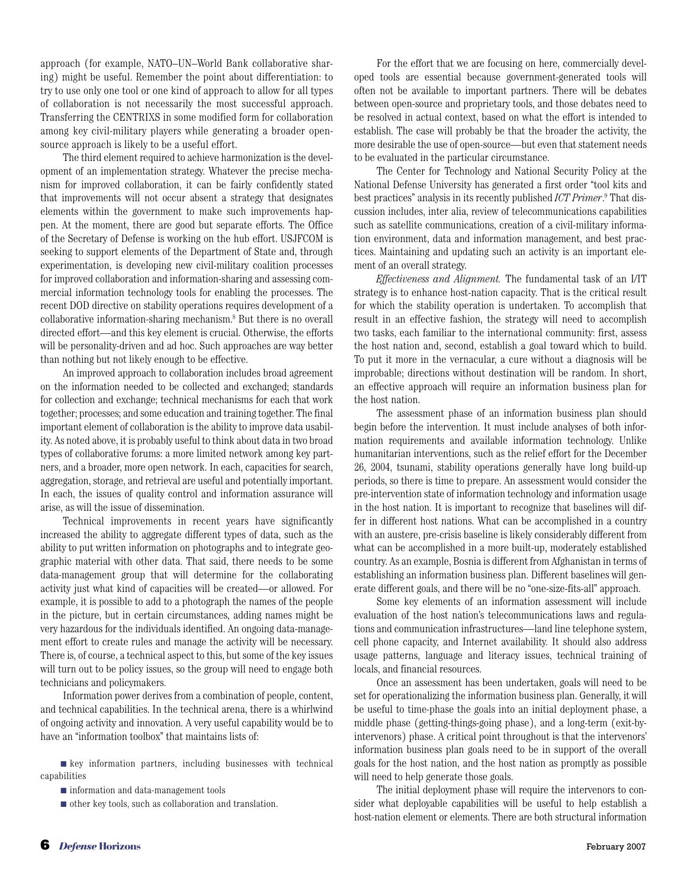approach (for example, NATO–UN–World Bank collaborative sharing) might be useful. Remember the point about differentiation: to try to use only one tool or one kind of approach to allow for all types of collaboration is not necessarily the most successful approach. Transferring the CENTRIXS in some modified form for collaboration among key civil-military players while generating a broader open-source approach is likely to be a useful effort.

The third element required to achieve harmonization is the development of an implementation strategy. Whatever the precise mechanism for improved collaboration, it can be fairly confidently stated that improvements will not occur absent a strategy that designates elements within the government to make such improvements happen. At the moment, there are good but separate efforts. The Office of the Secretary of Defense is working on the hub effort. USJFCOM is seeking to support elements of the Department of State and, through experimentation, is developing new civil-military coalition processes for improved collaboration and information-sharing and assessing commercial information technology tools for enabling the processes. The recent DOD directive on stability operations requires development of a collaborative information-sharing mechanism.[8] But there is no overall directed effort—and this key element is crucial. Otherwise, the efforts will be personality-driven and ad hoc. Such approaches are way better than nothing but not likely enough to be effective.

An improved approach to collaboration includes broad agreement on the information needed to be collected and exchanged; standards for collection and exchange; technical mechanisms for each that work together; processes; and some education and training together. The final important element of collaboration is the ability to improve data usability. As noted above, it is probably useful to think about data in two broad types of collaborative forums: a more limited network among key partners, and a broader, more open network. In each, capacities for search, aggregation, storage, and retrieval are useful and potentially important. In each, the issues of quality control and information assurance will arise, as will the issue of dissemination.

Technical improvements in recent years have significantly increased the ability to aggregate different types of data, such as the ability to put written information on photographs and to integrate geographic material with other data. That said, there needs to be some data-management group that will determine for the collaborating activity just what kind of capacities will be created—or allowed. For example, it is possible to add to a photograph the names of the people in the picture, but in certain circumstances, adding names might be very hazardous for the individuals identified. An ongoing data-management effort to create rules and manage the activity will be necessary. There is, of course, a technical aspect to this, but some of the key issues will turn out to be policy issues, so the group will need to engage both technicians and policymakers.

Information power derives from a combination of people, content, and technical capabilities. In the technical arena, there is a whirlwind of ongoing activity and innovation. A very useful capability would be to have an "information toolbox" that maintains lists of:

- key information partners, including businesses with technical capabilities
- information and data-management tools
- other key tools, such as collaboration and translation.

For the effort that we are focusing on here, commercially developed tools are essential because government-generated tools will often not be available to important partners. There will be debates between open-source and proprietary tools, and those debates need to be resolved in actual context, based on what the effort is intended to establish. The case will probably be that the broader the activity, the more desirable the use of open-source—but even that statement needs to be evaluated in the particular circumstance.

The Center for Technology and National Security Policy at the National Defense University has generated a first order "tool kits and best practices" analysis in its recently published *ICT Primer*.[9] That discussion includes, inter alia, review of telecommunications capabilities such as satellite communications, creation of a civil-military information environment, data and information management, and best practices. Maintaining and updating such an activity is an important element of an overall strategy.

*Effectiveness and Alignment.* The fundamental task of an I/IT strategy is to enhance host-nation capacity. That is the critical result for which the stability operation is undertaken. To accomplish that result in an effective fashion, the strategy will need to accomplish two tasks, each familiar to the international community: first, assess the host nation and, second, establish a goal toward which to build. To put it more in the vernacular, a cure without a diagnosis will be improbable; directions without destination will be random. In short, an effective approach will require an information business plan for the host nation.

The assessment phase of an information business plan should begin before the intervention. It must include analyses of both information requirements and available information technology. Unlike humanitarian interventions, such as the relief effort for the December 26, 2004, tsunami, stability operations generally have long build-up periods, so there is time to prepare. An assessment would consider the pre-intervention state of information technology and information usage in the host nation. It is important to recognize that baselines will differ in different host nations. What can be accomplished in a country with an austere, pre-crisis baseline is likely considerably different from what can be accomplished in a more built-up, moderately established country. As an example, Bosnia is different from Afghanistan in terms of establishing an information business plan. Different baselines will generate different goals, and there will be no "one-size-fits-all" approach.

Some key elements of an information assessment will include evaluation of the host nation's telecommunications laws and regulations and communication infrastructures—land line telephone system, cell phone capacity, and Internet availability. It should also address usage patterns, language and literacy issues, technical training of locals, and financial resources.

Once an assessment has been undertaken, goals will need to be set for operationalizing the information business plan. Generally, it will be useful to time-phase the goals into an initial deployment phase, a middle phase (getting-things-going phase), and a long-term (exit-by-intervenors) phase. A critical point throughout is that the intervenors' information business plan goals need to be in support of the overall goals for the host nation, and the host nation as promptly as possible will need to help generate those goals.

The initial deployment phase will require the intervenors to consider what deployable capabilities will be useful to help establish a host-nation element or elements. There are both structural information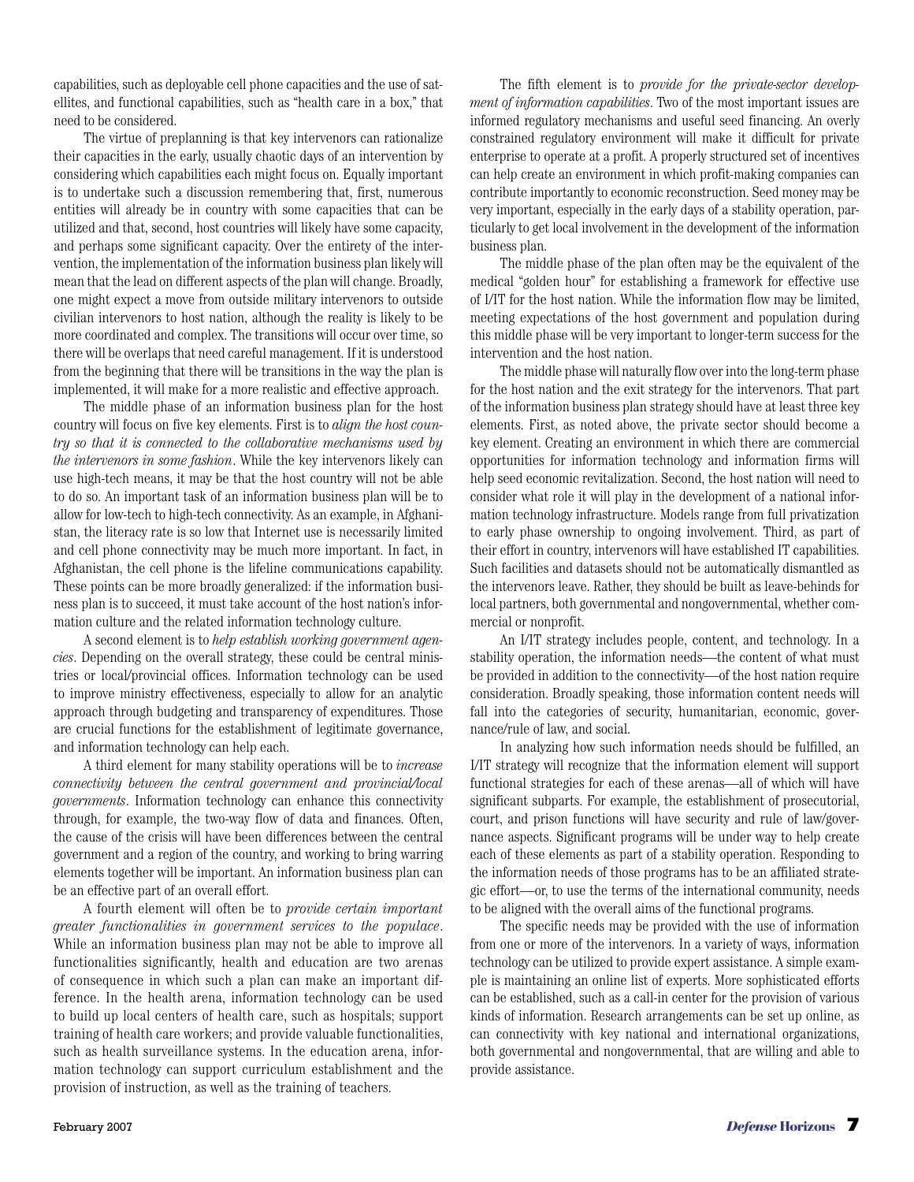capabilities, such as deployable cell phone capacities and the use of satellites, and functional capabilities, such as "health care in a box," that need to be considered.

The virtue of preplanning is that key intervenors can rationalize their capacities in the early, usually chaotic days of an intervention by considering which capabilities each might focus on. Equally important is to undertake such a discussion remembering that, first, numerous entities will already be in country with some capacities that can be utilized and that, second, host countries will likely have some capacity, and perhaps some significant capacity. Over the entirety of the intervention, the implementation of the information business plan likely will mean that the lead on different aspects of the plan will change. Broadly, one might expect a move from outside military intervenors to outside civilian intervenors to host nation, although the reality is likely to be more coordinated and complex. The transitions will occur over time, so there will be overlaps that need careful management. If it is understood from the beginning that there will be transitions in the way the plan is implemented, it will make for a more realistic and effective approach.

The middle phase of an information business plan for the host country will focus on five key elements. First is to *align the host country so that it is connected to the collaborative mechanisms used by the intervenors in some fashion*. While the key intervenors likely can use high-tech means, it may be that the host country will not be able to do so. An important task of an information business plan will be to allow for low-tech to high-tech connectivity. As an example, in Afghanistan, the literacy rate is so low that Internet use is necessarily limited and cell phone connectivity may be much more important. In fact, in Afghanistan, the cell phone is the lifeline communications capability. These points can be more broadly generalized: if the information business plan is to succeed, it must take account of the host nation's information culture and the related information technology culture.

A second element is to *help establish working government agencies*. Depending on the overall strategy, these could be central ministries or local/provincial offices. Information technology can be used to improve ministry effectiveness, especially to allow for an analytic approach through budgeting and transparency of expenditures. Those are crucial functions for the establishment of legitimate governance, and information technology can help each.

A third element for many stability operations will be to *increase connectivity between the central government and provincial/local governments*. Information technology can enhance this connectivity through, for example, the two-way flow of data and finances. Often, the cause of the crisis will have been differences between the central government and a region of the country, and working to bring warring elements together will be important. An information business plan can be an effective part of an overall effort.

A fourth element will often be to *provide certain important greater functionalities in government services to the populace*. While an information business plan may not be able to improve all functionalities significantly, health and education are two arenas of consequence in which such a plan can make an important difference. In the health arena, information technology can be used to build up local centers of health care, such as hospitals; support training of health care workers; and provide valuable functionalities, such as health surveillance systems. In the education arena, information technology can support curriculum establishment and the provision of instruction, as well as the training of teachers.

The fifth element is to *provide for the private-sector development of information capabilities*. Two of the most important issues are informed regulatory mechanisms and useful seed financing. An overly constrained regulatory environment will make it difficult for private enterprise to operate at a profit. A properly structured set of incentives can help create an environment in which profit-making companies can contribute importantly to economic reconstruction. Seed money may be very important, especially in the early days of a stability operation, particularly to get local involvement in the development of the information business plan.

The middle phase of the plan often may be the equivalent of the medical "golden hour" for establishing a framework for effective use of I/IT for the host nation. While the information flow may be limited, meeting expectations of the host government and population during this middle phase will be very important to longer-term success for the intervention and the host nation.

The middle phase will naturally flow over into the long-term phase for the host nation and the exit strategy for the intervenors. That part of the information business plan strategy should have at least three key elements. First, as noted above, the private sector should become a key element. Creating an environment in which there are commercial opportunities for information technology and information firms will help seed economic revitalization. Second, the host nation will need to consider what role it will play in the development of a national information technology infrastructure. Models range from full privatization to early phase ownership to ongoing involvement. Third, as part of their effort in country, intervenors will have established IT capabilities. Such facilities and datasets should not be automatically dismantled as the intervenors leave. Rather, they should be built as leave-behinds for local partners, both governmental and nongovernmental, whether commercial or nonprofit.

An I/IT strategy includes people, content, and technology. In a stability operation, the information needs—the content of what must be provided in addition to the connectivity—of the host nation require consideration. Broadly speaking, those information content needs will fall into the categories of security, humanitarian, economic, governance/rule of law, and social.

In analyzing how such information needs should be fulfilled, an I/IT strategy will recognize that the information element will support functional strategies for each of these arenas—all of which will have significant subparts. For example, the establishment of prosecutorial, court, and prison functions will have security and rule of law/governance aspects. Significant programs will be under way to help create each of these elements as part of a stability operation. Responding to the information needs of those programs has to be an affiliated strategic effort—or, to use the terms of the international community, needs to be aligned with the overall aims of the functional programs.

The specific needs may be provided with the use of information from one or more of the intervenors. In a variety of ways, information technology can be utilized to provide expert assistance. A simple example is maintaining an online list of experts. More sophisticated efforts can be established, such as a call-in center for the provision of various kinds of information. Research arrangements can be set up online, as can connectivity with key national and international organizations, both governmental and nongovernmental, that are willing and able to provide assistance.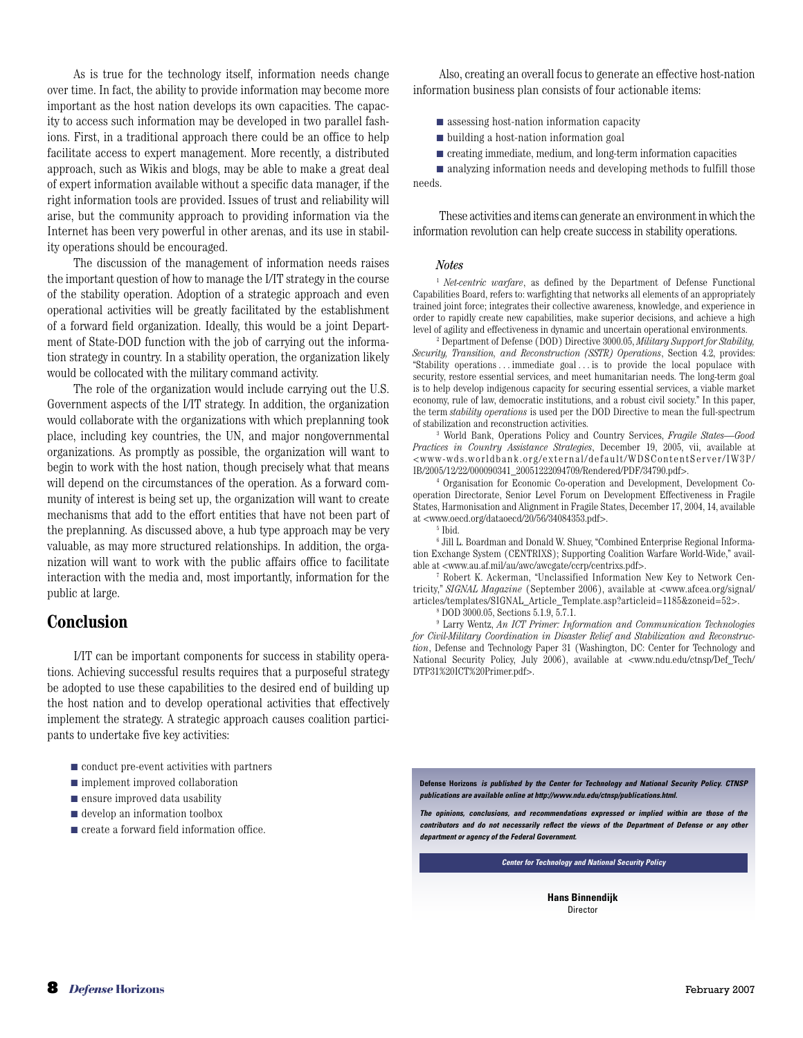As is true for the technology itself, information needs change over time. In fact, the ability to provide information may become more important as the host nation develops its own capacities. The capacity to access such information may be developed in two parallel fashions. First, in a traditional approach there could be an office to help facilitate access to expert management. More recently, a distributed approach, such as Wikis and blogs, may be able to make a great deal of expert information available without a specific data manager, if the right information tools are provided. Issues of trust and reliability will arise, but the community approach to providing information via the Internet has been very powerful in other arenas, and its use in stability operations should be encouraged.

The discussion of the management of information needs raises the important question of how to manage the I/IT strategy in the course of the stability operation. Adoption of a strategic approach and even operational activities will be greatly facilitated by the establishment of a forward field organization. Ideally, this would be a joint Department of State-DOD function with the job of carrying out the information strategy in country. In a stability operation, the organization likely would be collocated with the military command activity.

The role of the organization would include carrying out the U.S. Government aspects of the I/IT strategy. In addition, the organization would collaborate with the organizations with which preplanning took place, including key countries, the UN, and major nongovernmental organizations. As promptly as possible, the organization will want to begin to work with the host nation, though precisely what that means will depend on the circumstances of the operation. As a forward community of interest is being set up, the organization will want to create mechanisms that add to the effort entities that have not been part of the preplanning. As discussed above, a hub type approach may be very valuable, as may more structured relationships. In addition, the organization will want to work with the public affairs office to facilitate interaction with the media and, most importantly, information for the public at large.

## Conclusion

I/IT can be important components for success in stability operations. Achieving successful results requires that a purposeful strategy be adopted to use these capabilities to the desired end of building up the host nation and to develop operational activities that effectively implement the strategy. A strategic approach causes coalition participants to undertake five key activities:

- conduct pre-event activities with partners
- implement improved collaboration
- ensure improved data usability
- develop an information toolbox
- create a forward field information office.

Also, creating an overall focus to generate an effective host-nation information business plan consists of four actionable items:

- assessing host-nation information capacity
- building a host-nation information goal
- creating immediate, medium, and long-term information capacities
- analyzing information needs and developing methods to fulfill those needs.

These activities and items can generate an environment in which the information revolution can help create success in stability operations.

### Notes

[1] *Net-centric warfare*, as defined by the Department of Defense Functional Capabilities Board, refers to: warfighting that networks all elements of an appropriately trained joint force; integrates their collective awareness, knowledge, and experience in order to rapidly create new capabilities, make superior decisions, and achieve a high level of agility and effectiveness in dynamic and uncertain operational environments.

[2] Department of Defense (DOD) Directive 3000.05, *Military Support for Stability, Security, Transition, and Reconstruction (SSTR) Operations*, Section 4.2, provides: "Stability operations . . . immediate goal . . . is to provide the local populace with security, restore essential services, and meet humanitarian needs. The long-term goal is to help develop indigenous capacity for securing essential services, a viable market economy, rule of law, democratic institutions, and a robust civil society." In this paper, the term *stability operations* is used per the DOD Directive to mean the full-spectrum of stabilization and reconstruction activities.

[3] World Bank, Operations Policy and Country Services, *Fragile States—Good Practices in Country Assistance Strategies*, December 19, 2005, vii, available at <www-wds.worldbank.org/external/default/WDSContentServer/IW3P/IB/2005/12/22/000090341_20051222094709/Rendered/PDF/34790.pdf>.

[4] Organisation for Economic Co-operation and Development, Development Co-operation Directorate, Senior Level Forum on Development Effectiveness in Fragile States, Harmonisation and Alignment in Fragile States, December 17, 2004, 14, available at <www.oecd.org/dataoecd/20/56/34084353.pdf>.

[5] Ibid.

[6] Jill L. Boardman and Donald W. Shuey, "Combined Enterprise Regional Information Exchange System (CENTRIXS); Supporting Coalition Warfare World-Wide," available at <www.au.af.mil/au/awc/awcgate/ccrp/centrixs.pdf>.

[7] Robert K. Ackerman, "Unclassified Information New Key to Network Centricity," *SIGNAL Magazine* (September 2006), available at <www.afcea.org/signal/articles/templates/SIGNAL_Article_Template.asp?articleid=1185&zoneid=52>.

[8] DOD 3000.05, Sections 5.1.9, 5.7.1.

[9] Larry Wentz, *An ICT Primer: Information and Communication Technologies for Civil-Military Coordination in Disaster Relief and Stabilization and Reconstruction*, Defense and Technology Paper 31 (Washington, DC: Center for Technology and National Security Policy, July 2006), available at <www.ndu.edu/ctnsp/Def_Tech/DTP31%20ICT%20Primer.pdf>.

**Defense Horizons** ***is published by the Center for Technology and National Security Policy. CTNSP publications are available online at http://www.ndu.edu/ctnsp/publications.html.***

***The opinions, conclusions, and recommendations expressed or implied within are those of the contributors and do not necessarily reflect the views of the Department of Defense or any other department or agency of the Federal Government.***

***Center for Technology and National Security Policy***

**Hans Binnendijk**
Director